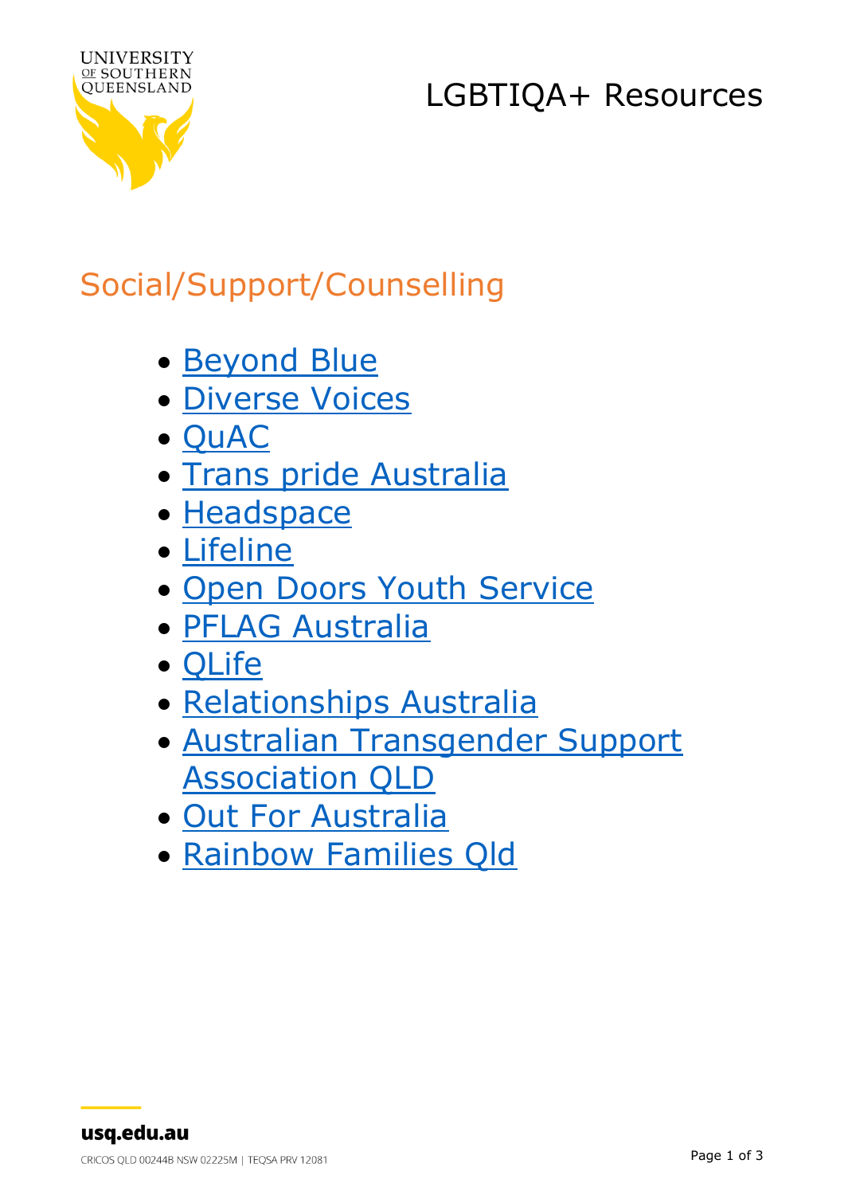# LGBTIQA+ Resources

## Social/Support/Counselling

- Beyond Blue
- Diverse Voices
- QuAC
- Trans pride Australia
- Headspace
- Lifeline
- Open Doors Youth Service
- PFLAG Australia
- QLife
- Relationships Australia
- Australian Transgender Support Association QLD
- Out For Australia
- Rainbow Families Qld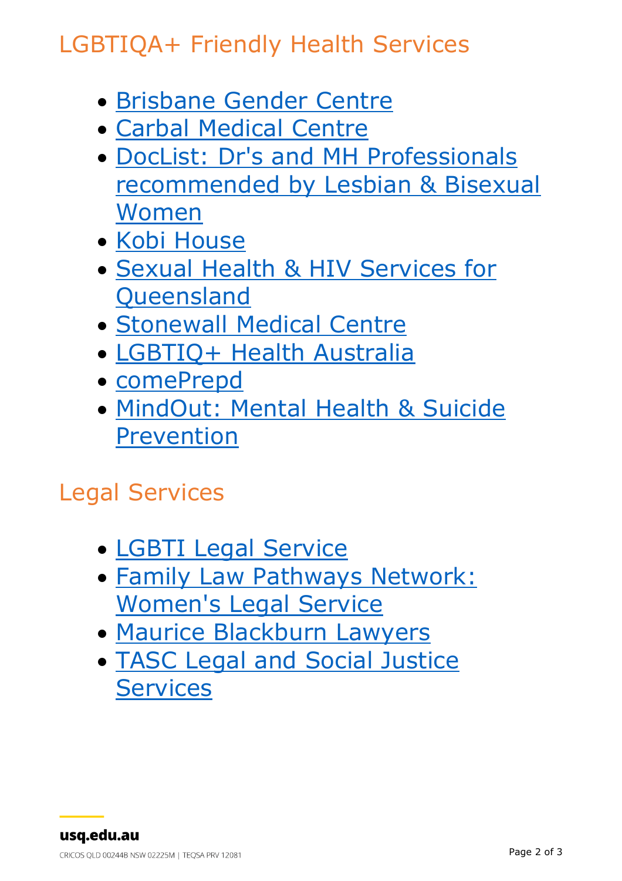## LGBTIQA+ Friendly Health Services

- Brisbane Gender Centre
- Carbal Medical Centre
- DocList: Dr's and MH Professionals recommended by Lesbian & Bisexual Women
- Kobi House
- Sexual Health & HIV Services for Queensland
- Stonewall Medical Centre
- LGBTIQ+ Health Australia
- comePrepd
- MindOut: Mental Health & Suicide Prevention

## Legal Services

- LGBTI Legal Service
- Family Law Pathways Network: Women's Legal Service
- Maurice Blackburn Lawyers
- TASC Legal and Social Justice Services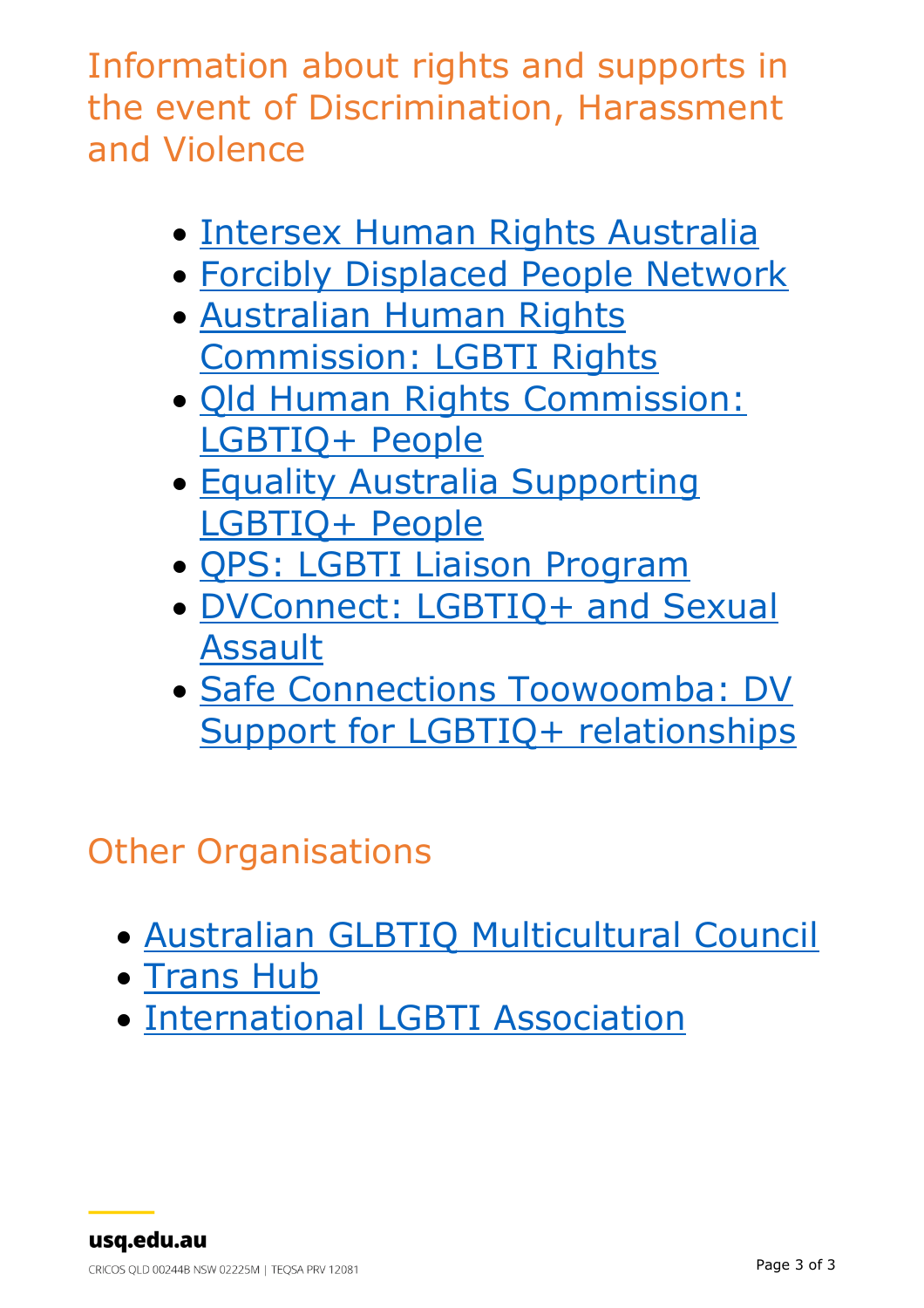## Information about rights and supports in the event of Discrimination, Harassment and Violence

- Intersex Human Rights Australia
- Forcibly Displaced People Network
- Australian Human Rights Commission: LGBTI Rights
- Qld Human Rights Commission: LGBTIQ+ People
- Equality Australia Supporting LGBTIQ+ People
- QPS: LGBTI Liaison Program
- DVConnect: LGBTIQ+ and Sexual Assault
- Safe Connections Toowoomba: DV Support for LGBTIQ+ relationships

## Other Organisations

- Australian GLBTIQ Multicultural Council
- Trans Hub
- International LGBTI Association

usq.edu.au

CRICOS QLD 00244B NSW 02225M | TEQSA PRV 12081